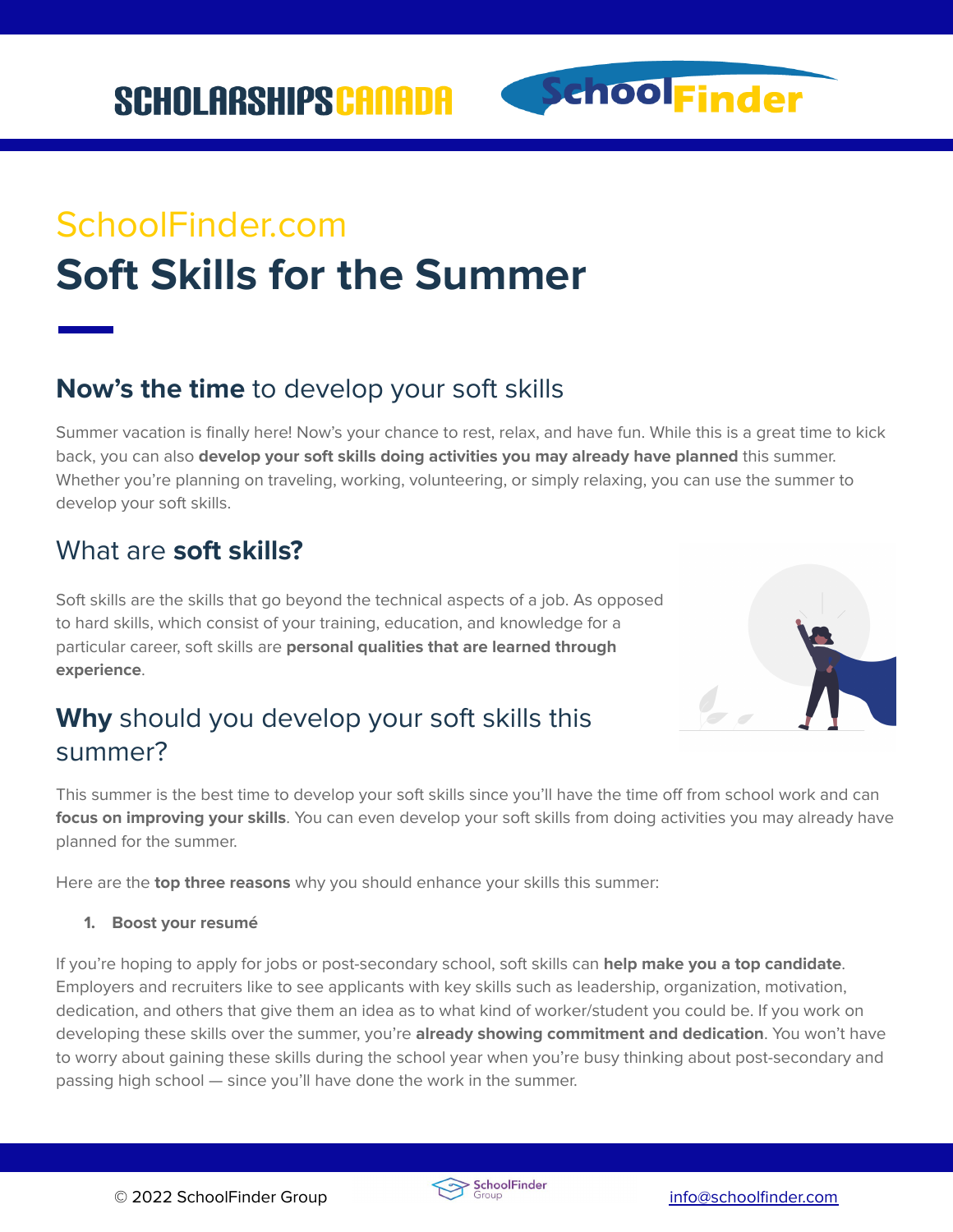SchoolFinder.com

# Soft Skills for the Summer

## **Now's the time** to develop your soft skills

Summer vacation is finally here! Now's your chance to rest, relax, and have fun. While this is a great time to kick back, you can also **develop your soft skills doing activities you may already have planned** this summer. Whether you're planning on traveling, working, volunteering, or simply relaxing, you can use the summer to develop your soft skills.

## What are **soft skills?**

Soft skills are the skills that go beyond the technical aspects of a job. As opposed to hard skills, which consist of your training, education, and knowledge for a particular career, soft skills are **personal qualities that are learned through experience**.

## **Why** should you develop your soft skills this summer?

This summer is the best time to develop your soft skills since you'll have the time off from school work and can **focus on improving your skills**. You can even develop your soft skills from doing activities you may already have planned for the summer.

Here are the **top three reasons** why you should enhance your skills this summer:

1. **Boost your resumé**

If you're hoping to apply for jobs or post-secondary school, soft skills can **help make you a top candidate**. Employers and recruiters like to see applicants with key skills such as leadership, organization, motivation, dedication, and others that give them an idea as to what kind of worker/student you could be. If you work on developing these skills over the summer, you're **already showing commitment and dedication**. You won't have to worry about gaining these skills during the school year when you're busy thinking about post-secondary and passing high school — since you'll have done the work in the summer.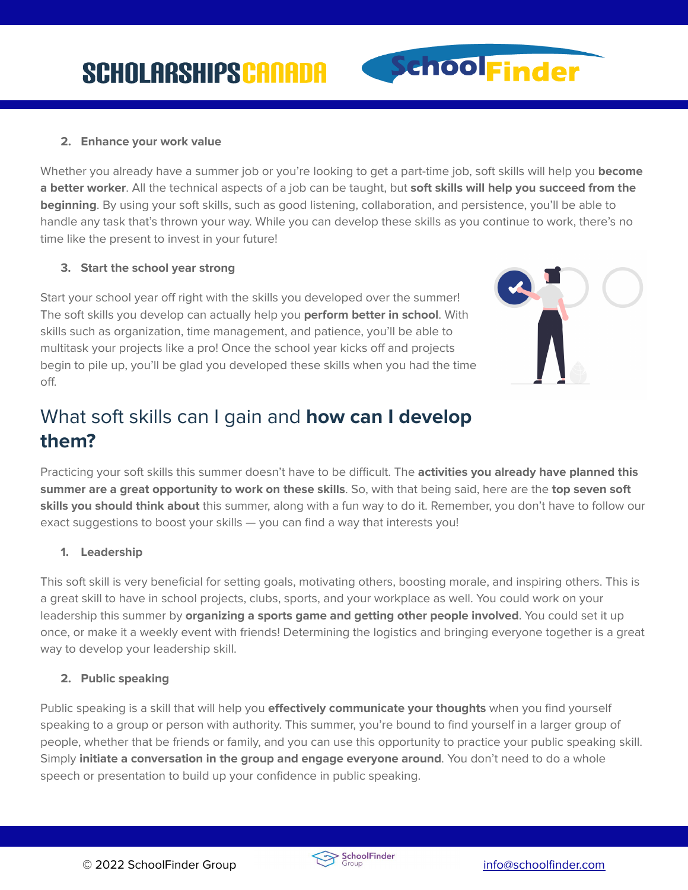2. **Enhance your work value**

Whether you already have a summer job or you're looking to get a part-time job, soft skills will help you **become a better worker**. All the technical aspects of a job can be taught, but **soft skills will help you succeed from the beginning**. By using your soft skills, such as good listening, collaboration, and persistence, you'll be able to handle any task that's thrown your way. While you can develop these skills as you continue to work, there's no time like the present to invest in your future!

3. **Start the school year strong**

Start your school year off right with the skills you developed over the summer! The soft skills you develop can actually help you **perform better in school**. With skills such as organization, time management, and patience, you'll be able to multitask your projects like a pro! Once the school year kicks off and projects begin to pile up, you'll be glad you developed these skills when you had the time off.

## What soft skills can I gain and **how can I develop them?**

Practicing your soft skills this summer doesn't have to be difficult. The **activities you already have planned this summer are a great opportunity to work on these skills**. So, with that being said, here are the **top seven soft skills you should think about** this summer, along with a fun way to do it. Remember, you don't have to follow our exact suggestions to boost your skills — you can find a way that interests you!

1. **Leadership**

This soft skill is very beneficial for setting goals, motivating others, boosting morale, and inspiring others. This is a great skill to have in school projects, clubs, sports, and your workplace as well. You could work on your leadership this summer by **organizing a sports game and getting other people involved**. You could set it up once, or make it a weekly event with friends! Determining the logistics and bringing everyone together is a great way to develop your leadership skill.

2. **Public speaking**

Public speaking is a skill that will help you **effectively communicate your thoughts** when you find yourself speaking to a group or person with authority. This summer, you're bound to find yourself in a larger group of people, whether that be friends or family, and you can use this opportunity to practice your public speaking skill. Simply **initiate a conversation in the group and engage everyone around**. You don't need to do a whole speech or presentation to build up your confidence in public speaking.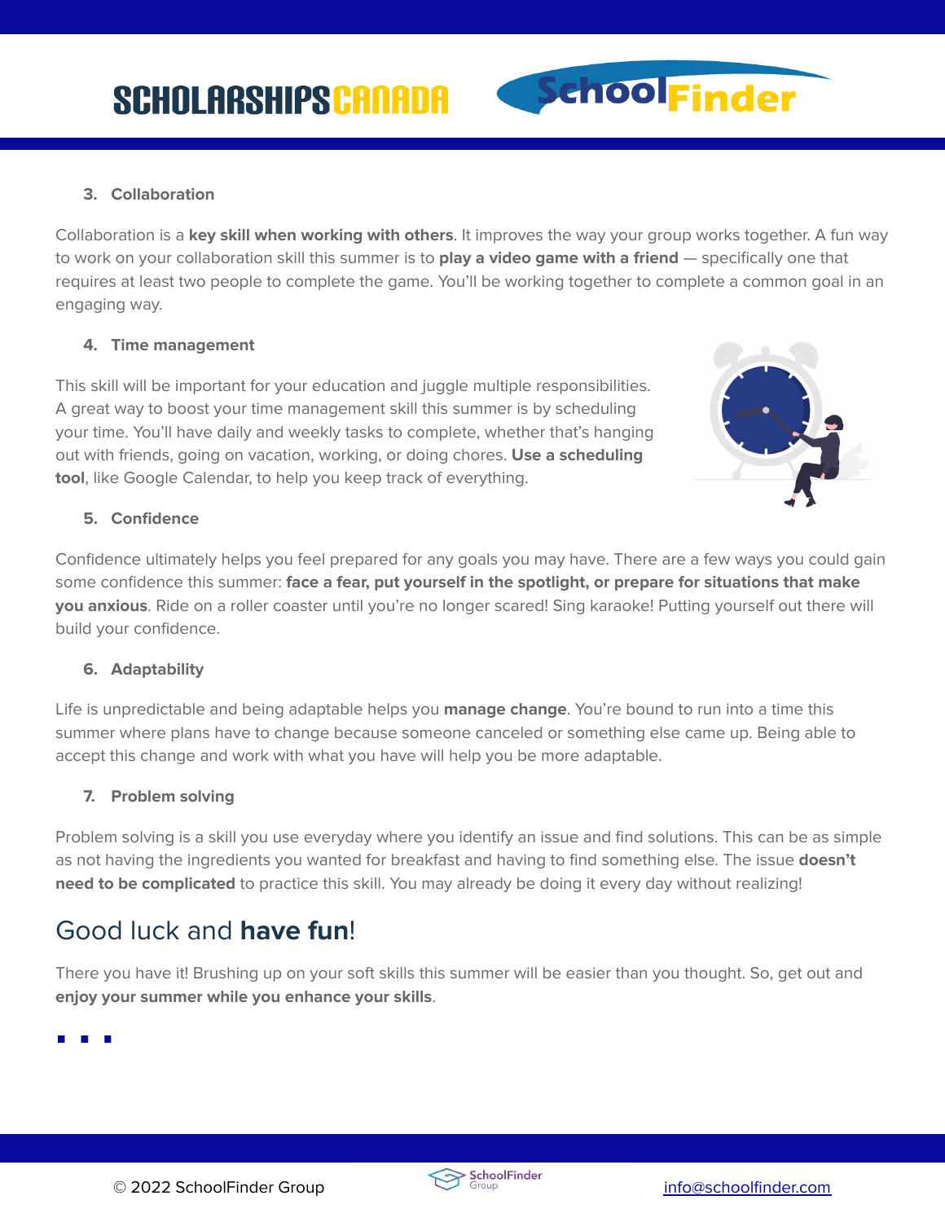3. **Collaboration**

Collaboration is a **key skill when working with others**. It improves the way your group works together. A fun way to work on your collaboration skill this summer is to **play a video game with a friend** — specifically one that requires at least two people to complete the game. You'll be working together to complete a common goal in an engaging way.

4. **Time management**

This skill will be important for your education and juggle multiple responsibilities. A great way to boost your time management skill this summer is by scheduling your time. You'll have daily and weekly tasks to complete, whether that's hanging out with friends, going on vacation, working, or doing chores. **Use a scheduling tool**, like Google Calendar, to help you keep track of everything.

5. **Confidence**

Confidence ultimately helps you feel prepared for any goals you may have. There are a few ways you could gain some confidence this summer: **face a fear, put yourself in the spotlight, or prepare for situations that make you anxious**. Ride on a roller coaster until you're no longer scared! Sing karaoke! Putting yourself out there will build your confidence.

6. **Adaptability**

Life is unpredictable and being adaptable helps you **manage change**. You're bound to run into a time this summer where plans have to change because someone canceled or something else came up. Being able to accept this change and work with what you have will help you be more adaptable.

7. **Problem solving**

Problem solving is a skill you use everyday where you identify an issue and find solutions. This can be as simple as not having the ingredients you wanted for breakfast and having to find something else. The issue **doesn't need to be complicated** to practice this skill. You may already be doing it every day without realizing!

## Good luck and **have fun**!

There you have it! Brushing up on your soft skills this summer will be easier than you thought. So, get out and **enjoy your summer while you enhance your skills**.